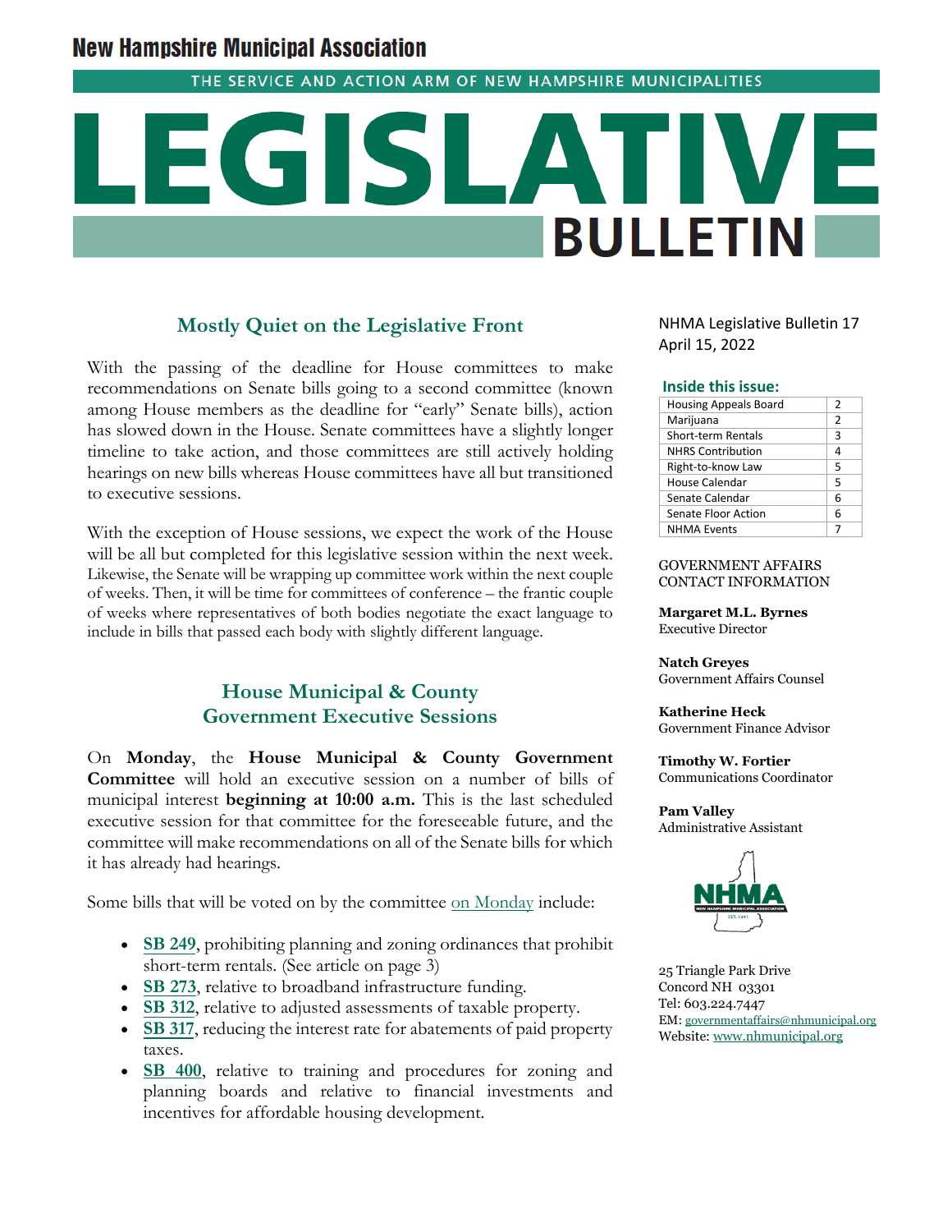# New Hampshire Municipal Association

THE SERVICE AND ACTION ARM OF NEW HAMPSHIRE MUNICIPALITIES

# LEGISLATIVE BULLETIN

NHMA Legislative Bulletin 17
April 15, 2022

**Inside this issue:**

| Topic | Page |
|---|---|
| Housing Appeals Board | 2 |
| Marijuana | 2 |
| Short-term Rentals | 3 |
| NHRS Contribution | 4 |
| Right-to-know Law | 5 |
| House Calendar | 5 |
| Senate Calendar | 6 |
| Senate Floor Action | 6 |
| NHMA Events | 7 |

GOVERNMENT AFFAIRS CONTACT INFORMATION

**Margaret M.L. Byrnes**
Executive Director

**Natch Greyes**
Government Affairs Counsel

**Katherine Heck**
Government Finance Advisor

**Timothy W. Fortier**
Communications Coordinator

**Pam Valley**
Administrative Assistant

25 Triangle Park Drive
Concord NH 03301
Tel: 603.224.7447
EM: governmentaffairs@nhmunicipal.org
Website: www.nhmunicipal.org

## Mostly Quiet on the Legislative Front

With the passing of the deadline for House committees to make recommendations on Senate bills going to a second committee (known among House members as the deadline for "early" Senate bills), action has slowed down in the House. Senate committees have a slightly longer timeline to take action, and those committees are still actively holding hearings on new bills whereas House committees have all but transitioned to executive sessions.

With the exception of House sessions, we expect the work of the House will be all but completed for this legislative session within the next week. Likewise, the Senate will be wrapping up committee work within the next couple of weeks. Then, it will be time for committees of conference – the frantic couple of weeks where representatives of both bodies negotiate the exact language to include in bills that passed each body with slightly different language.

## House Municipal & County Government Executive Sessions

On **Monday**, the **House Municipal & County Government Committee** will hold an executive session on a number of bills of municipal interest **beginning at 10:00 a.m.** This is the last scheduled executive session for that committee for the foreseeable future, and the committee will make recommendations on all of the Senate bills for which it has already had hearings.

Some bills that will be voted on by the committee on Monday include:

- **SB 249**, prohibiting planning and zoning ordinances that prohibit short-term rentals. (See article on page 3)
- **SB 273**, relative to broadband infrastructure funding.
- **SB 312**, relative to adjusted assessments of taxable property.
- **SB 317**, reducing the interest rate for abatements of paid property taxes.
- **SB 400**, relative to training and procedures for zoning and planning boards and relative to financial investments and incentives for affordable housing development.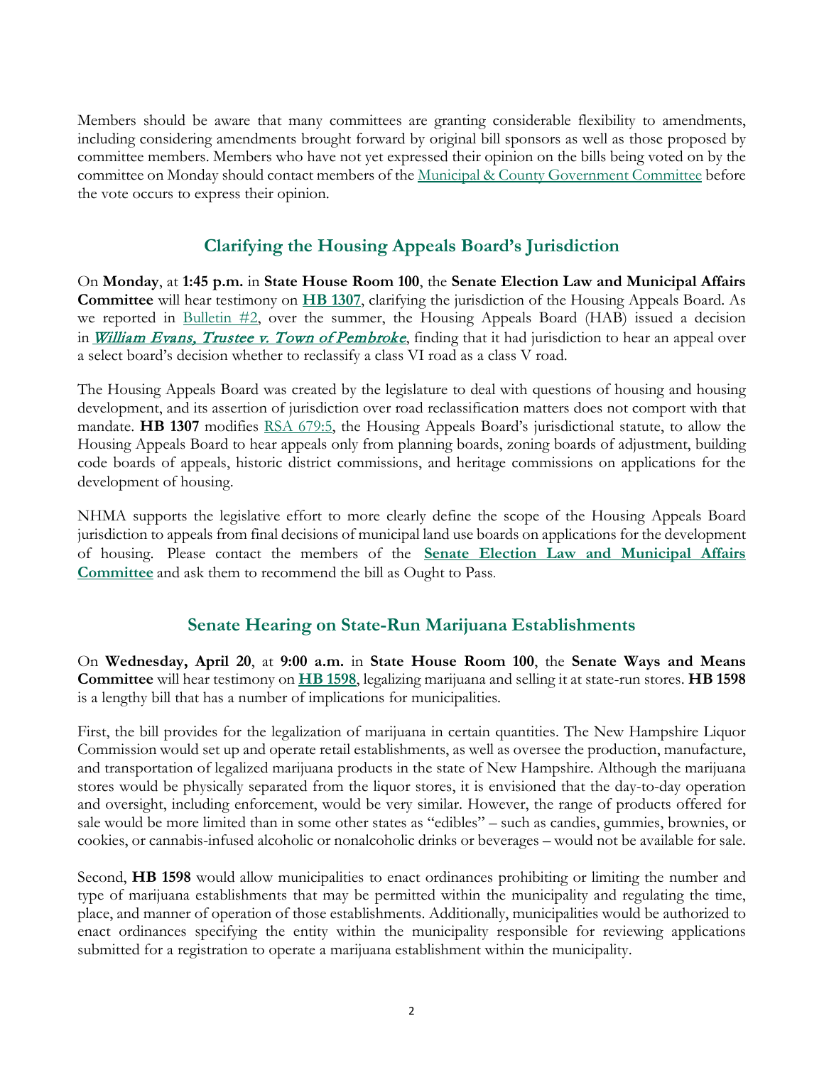Members should be aware that many committees are granting considerable flexibility to amendments, including considering amendments brought forward by original bill sponsors as well as those proposed by committee members. Members who have not yet expressed their opinion on the bills being voted on by the committee on Monday should contact members of the Municipal & County Government Committee before the vote occurs to express their opinion.

## Clarifying the Housing Appeals Board's Jurisdiction

On **Monday**, at **1:45 p.m.** in **State House Room 100**, the **Senate Election Law and Municipal Affairs Committee** will hear testimony on **HB 1307**, clarifying the jurisdiction of the Housing Appeals Board. As we reported in Bulletin #2, over the summer, the Housing Appeals Board (HAB) issued a decision in *William Evans, Trustee v. Town of Pembroke*, finding that it had jurisdiction to hear an appeal over a select board's decision whether to reclassify a class VI road as a class V road.

The Housing Appeals Board was created by the legislature to deal with questions of housing and housing development, and its assertion of jurisdiction over road reclassification matters does not comport with that mandate. **HB 1307** modifies RSA 679:5, the Housing Appeals Board's jurisdictional statute, to allow the Housing Appeals Board to hear appeals only from planning boards, zoning boards of adjustment, building code boards of appeals, historic district commissions, and heritage commissions on applications for the development of housing.

NHMA supports the legislative effort to more clearly define the scope of the Housing Appeals Board jurisdiction to appeals from final decisions of municipal land use boards on applications for the development of housing. Please contact the members of the **Senate Election Law and Municipal Affairs Committee** and ask them to recommend the bill as Ought to Pass.

## Senate Hearing on State-Run Marijuana Establishments

On **Wednesday, April 20**, at **9:00 a.m.** in **State House Room 100**, the **Senate Ways and Means Committee** will hear testimony on **HB 1598**, legalizing marijuana and selling it at state-run stores. **HB 1598** is a lengthy bill that has a number of implications for municipalities.

First, the bill provides for the legalization of marijuana in certain quantities. The New Hampshire Liquor Commission would set up and operate retail establishments, as well as oversee the production, manufacture, and transportation of legalized marijuana products in the state of New Hampshire. Although the marijuana stores would be physically separated from the liquor stores, it is envisioned that the day-to-day operation and oversight, including enforcement, would be very similar. However, the range of products offered for sale would be more limited than in some other states as "edibles" – such as candies, gummies, brownies, or cookies, or cannabis-infused alcoholic or nonalcoholic drinks or beverages – would not be available for sale.

Second, **HB 1598** would allow municipalities to enact ordinances prohibiting or limiting the number and type of marijuana establishments that may be permitted within the municipality and regulating the time, place, and manner of operation of those establishments. Additionally, municipalities would be authorized to enact ordinances specifying the entity within the municipality responsible for reviewing applications submitted for a registration to operate a marijuana establishment within the municipality.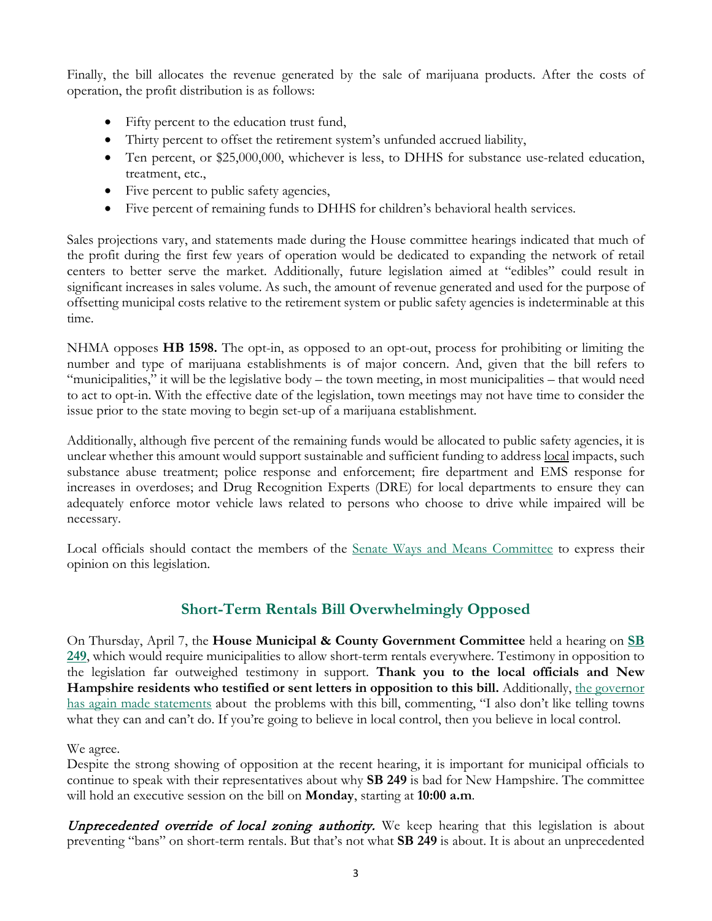Finally, the bill allocates the revenue generated by the sale of marijuana products. After the costs of operation, the profit distribution is as follows:

- Fifty percent to the education trust fund,
- Thirty percent to offset the retirement system's unfunded accrued liability,
- Ten percent, or $25,000,000, whichever is less, to DHHS for substance use-related education, treatment, etc.,
- Five percent to public safety agencies,
- Five percent of remaining funds to DHHS for children's behavioral health services.

Sales projections vary, and statements made during the House committee hearings indicated that much of the profit during the first few years of operation would be dedicated to expanding the network of retail centers to better serve the market. Additionally, future legislation aimed at "edibles" could result in significant increases in sales volume. As such, the amount of revenue generated and used for the purpose of offsetting municipal costs relative to the retirement system or public safety agencies is indeterminable at this time.

NHMA opposes **HB 1598.** The opt-in, as opposed to an opt-out, process for prohibiting or limiting the number and type of marijuana establishments is of major concern. And, given that the bill refers to "municipalities," it will be the legislative body – the town meeting, in most municipalities – that would need to act to opt-in. With the effective date of the legislation, town meetings may not have time to consider the issue prior to the state moving to begin set-up of a marijuana establishment.

Additionally, although five percent of the remaining funds would be allocated to public safety agencies, it is unclear whether this amount would support sustainable and sufficient funding to address local impacts, such substance abuse treatment; police response and enforcement; fire department and EMS response for increases in overdoses; and Drug Recognition Experts (DRE) for local departments to ensure they can adequately enforce motor vehicle laws related to persons who choose to drive while impaired will be necessary.

Local officials should contact the members of the Senate Ways and Means Committee to express their opinion on this legislation.

## Short-Term Rentals Bill Overwhelmingly Opposed

On Thursday, April 7, the **House Municipal & County Government Committee** held a hearing on **SB 249**, which would require municipalities to allow short-term rentals everywhere. Testimony in opposition to the legislation far outweighed testimony in support. **Thank you to the local officials and New Hampshire residents who testified or sent letters in opposition to this bill.** Additionally, the governor has again made statements about the problems with this bill, commenting, "I also don't like telling towns what they can and can't do. If you're going to believe in local control, then you believe in local control.

We agree.

Despite the strong showing of opposition at the recent hearing, it is important for municipal officials to continue to speak with their representatives about why **SB 249** is bad for New Hampshire. The committee will hold an executive session on the bill on **Monday**, starting at **10:00 a.m**.

***Unprecedented override of local zoning authority.*** We keep hearing that this legislation is about preventing "bans" on short-term rentals. But that's not what **SB 249** is about. It is about an unprecedented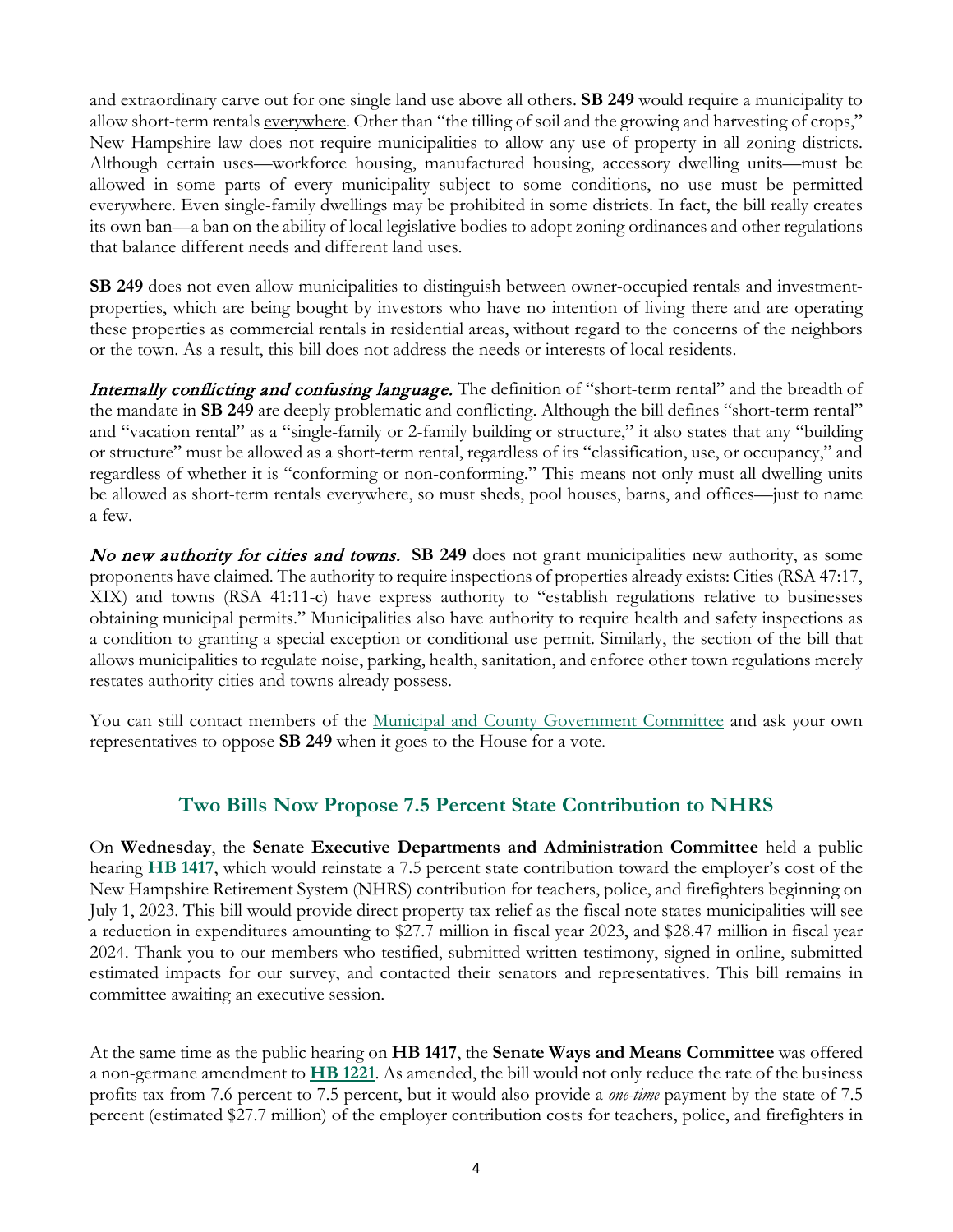and extraordinary carve out for one single land use above all others. **SB 249** would require a municipality to allow short-term rentals everywhere. Other than "the tilling of soil and the growing and harvesting of crops," New Hampshire law does not require municipalities to allow any use of property in all zoning districts. Although certain uses—workforce housing, manufactured housing, accessory dwelling units—must be allowed in some parts of every municipality subject to some conditions, no use must be permitted everywhere. Even single-family dwellings may be prohibited in some districts. In fact, the bill really creates its own ban—a ban on the ability of local legislative bodies to adopt zoning ordinances and other regulations that balance different needs and different land uses.

**SB 249** does not even allow municipalities to distinguish between owner-occupied rentals and investment-properties, which are being bought by investors who have no intention of living there and are operating these properties as commercial rentals in residential areas, without regard to the concerns of the neighbors or the town. As a result, this bill does not address the needs or interests of local residents.

***Internally conflicting and confusing language.*** The definition of "short-term rental" and the breadth of the mandate in **SB 249** are deeply problematic and conflicting. Although the bill defines "short-term rental" and "vacation rental" as a "single-family or 2-family building or structure," it also states that any "building or structure" must be allowed as a short-term rental, regardless of its "classification, use, or occupancy," and regardless of whether it is "conforming or non-conforming." This means not only must all dwelling units be allowed as short-term rentals everywhere, so must sheds, pool houses, barns, and offices—just to name a few.

***No new authority for cities and towns.*** **SB 249** does not grant municipalities new authority, as some proponents have claimed. The authority to require inspections of properties already exists: Cities (RSA 47:17, XIX) and towns (RSA 41:11-c) have express authority to "establish regulations relative to businesses obtaining municipal permits." Municipalities also have authority to require health and safety inspections as a condition to granting a special exception or conditional use permit. Similarly, the section of the bill that allows municipalities to regulate noise, parking, health, sanitation, and enforce other town regulations merely restates authority cities and towns already possess.

You can still contact members of the Municipal and County Government Committee and ask your own representatives to oppose **SB 249** when it goes to the House for a vote.

## Two Bills Now Propose 7.5 Percent State Contribution to NHRS

On **Wednesday**, the **Senate Executive Departments and Administration Committee** held a public hearing **HB 1417**, which would reinstate a 7.5 percent state contribution toward the employer's cost of the New Hampshire Retirement System (NHRS) contribution for teachers, police, and firefighters beginning on July 1, 2023. This bill would provide direct property tax relief as the fiscal note states municipalities will see a reduction in expenditures amounting to $27.7 million in fiscal year 2023, and $28.47 million in fiscal year 2024. Thank you to our members who testified, submitted written testimony, signed in online, submitted estimated impacts for our survey, and contacted their senators and representatives. This bill remains in committee awaiting an executive session.

At the same time as the public hearing on **HB 1417**, the **Senate Ways and Means Committee** was offered a non-germane amendment to **HB 1221**. As amended, the bill would not only reduce the rate of the business profits tax from 7.6 percent to 7.5 percent, but it would also provide a *one-time* payment by the state of 7.5 percent (estimated $27.7 million) of the employer contribution costs for teachers, police, and firefighters in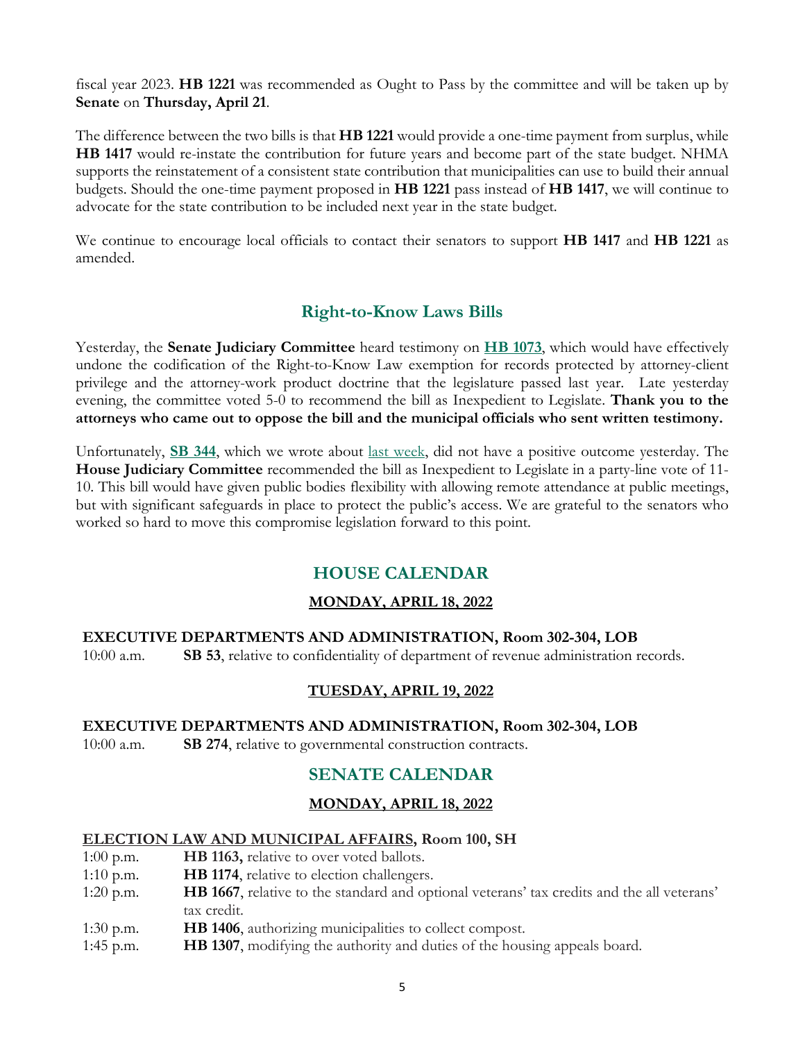fiscal year 2023. **HB 1221** was recommended as Ought to Pass by the committee and will be taken up by **Senate** on **Thursday, April 21**.

The difference between the two bills is that **HB 1221** would provide a one-time payment from surplus, while **HB 1417** would re-instate the contribution for future years and become part of the state budget. NHMA supports the reinstatement of a consistent state contribution that municipalities can use to build their annual budgets. Should the one-time payment proposed in **HB 1221** pass instead of **HB 1417**, we will continue to advocate for the state contribution to be included next year in the state budget.

We continue to encourage local officials to contact their senators to support **HB 1417** and **HB 1221** as amended.

## Right-to-Know Laws Bills

Yesterday, the **Senate Judiciary Committee** heard testimony on **HB 1073**, which would have effectively undone the codification of the Right-to-Know Law exemption for records protected by attorney-client privilege and the attorney-work product doctrine that the legislature passed last year. Late yesterday evening, the committee voted 5-0 to recommend the bill as Inexpedient to Legislate. **Thank you to the attorneys who came out to oppose the bill and the municipal officials who sent written testimony.**

Unfortunately, **SB 344**, which we wrote about last week, did not have a positive outcome yesterday. The **House Judiciary Committee** recommended the bill as Inexpedient to Legislate in a party-line vote of 11-10. This bill would have given public bodies flexibility with allowing remote attendance at public meetings, but with significant safeguards in place to protect the public's access. We are grateful to the senators who worked so hard to move this compromise legislation forward to this point.

## HOUSE CALENDAR

### MONDAY, APRIL 18, 2022

**EXECUTIVE DEPARTMENTS AND ADMINISTRATION, Room 302-304, LOB**

10:00 a.m. **SB 53**, relative to confidentiality of department of revenue administration records.

### TUESDAY, APRIL 19, 2022

**EXECUTIVE DEPARTMENTS AND ADMINISTRATION, Room 302-304, LOB**

10:00 a.m. **SB 274**, relative to governmental construction contracts.

## SENATE CALENDAR

### MONDAY, APRIL 18, 2022

**ELECTION LAW AND MUNICIPAL AFFAIRS, Room 100, SH**

1:00 p.m. **HB 1163,** relative to over voted ballots.
1:10 p.m. **HB 1174**, relative to election challengers.
1:20 p.m. **HB 1667**, relative to the standard and optional veterans' tax credits and the all veterans' tax credit.
1:30 p.m. **HB 1406**, authorizing municipalities to collect compost.
1:45 p.m. **HB 1307**, modifying the authority and duties of the housing appeals board.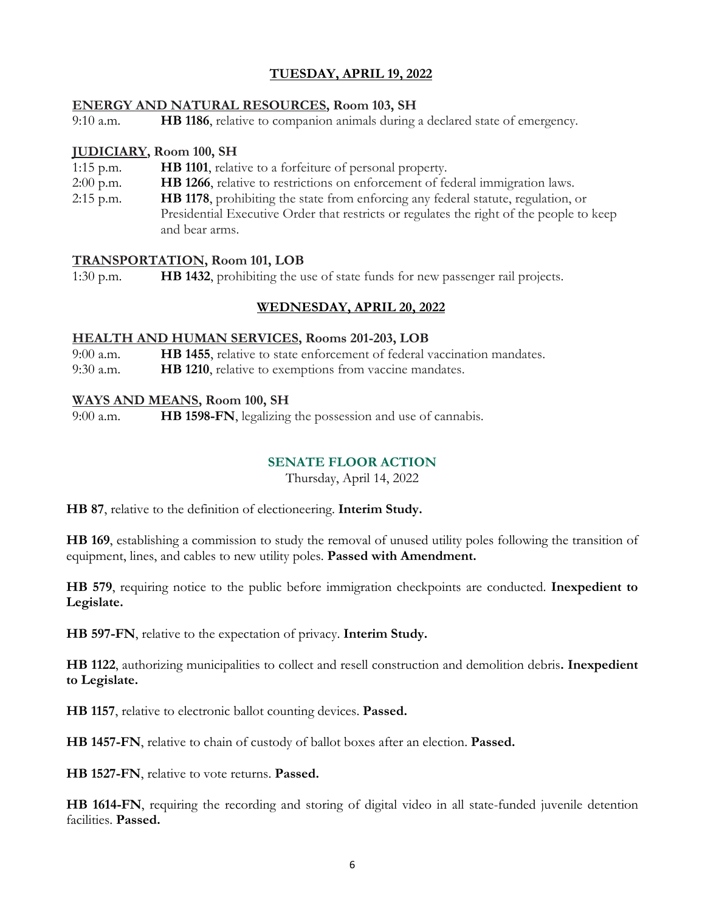## TUESDAY, APRIL 19, 2022

**ENERGY AND NATURAL RESOURCES, Room 103, SH**

9:10 a.m. **HB 1186**, relative to companion animals during a declared state of emergency.

**JUDICIARY, Room 100, SH**

1:15 p.m. **HB 1101**, relative to a forfeiture of personal property.

2:00 p.m. **HB 1266**, relative to restrictions on enforcement of federal immigration laws.

2:15 p.m. **HB 1178**, prohibiting the state from enforcing any federal statute, regulation, or Presidential Executive Order that restricts or regulates the right of the people to keep and bear arms.

**TRANSPORTATION, Room 101, LOB**

1:30 p.m. **HB 1432**, prohibiting the use of state funds for new passenger rail projects.

## WEDNESDAY, APRIL 20, 2022

**HEALTH AND HUMAN SERVICES, Rooms 201-203, LOB**

9:00 a.m. **HB 1455**, relative to state enforcement of federal vaccination mandates.

9:30 a.m. **HB 1210**, relative to exemptions from vaccine mandates.

**WAYS AND MEANS, Room 100, SH**

9:00 a.m. **HB 1598-FN**, legalizing the possession and use of cannabis.

## SENATE FLOOR ACTION

Thursday, April 14, 2022

**HB 87**, relative to the definition of electioneering. **Interim Study.**

**HB 169**, establishing a commission to study the removal of unused utility poles following the transition of equipment, lines, and cables to new utility poles. **Passed with Amendment.**

**HB 579**, requiring notice to the public before immigration checkpoints are conducted. **Inexpedient to Legislate.**

**HB 597-FN**, relative to the expectation of privacy. **Interim Study.**

**HB 1122**, authorizing municipalities to collect and resell construction and demolition debris**. Inexpedient to Legislate.**

**HB 1157**, relative to electronic ballot counting devices. **Passed.**

**HB 1457-FN**, relative to chain of custody of ballot boxes after an election. **Passed.**

**HB 1527-FN**, relative to vote returns. **Passed.**

**HB 1614-FN**, requiring the recording and storing of digital video in all state-funded juvenile detention facilities. **Passed.**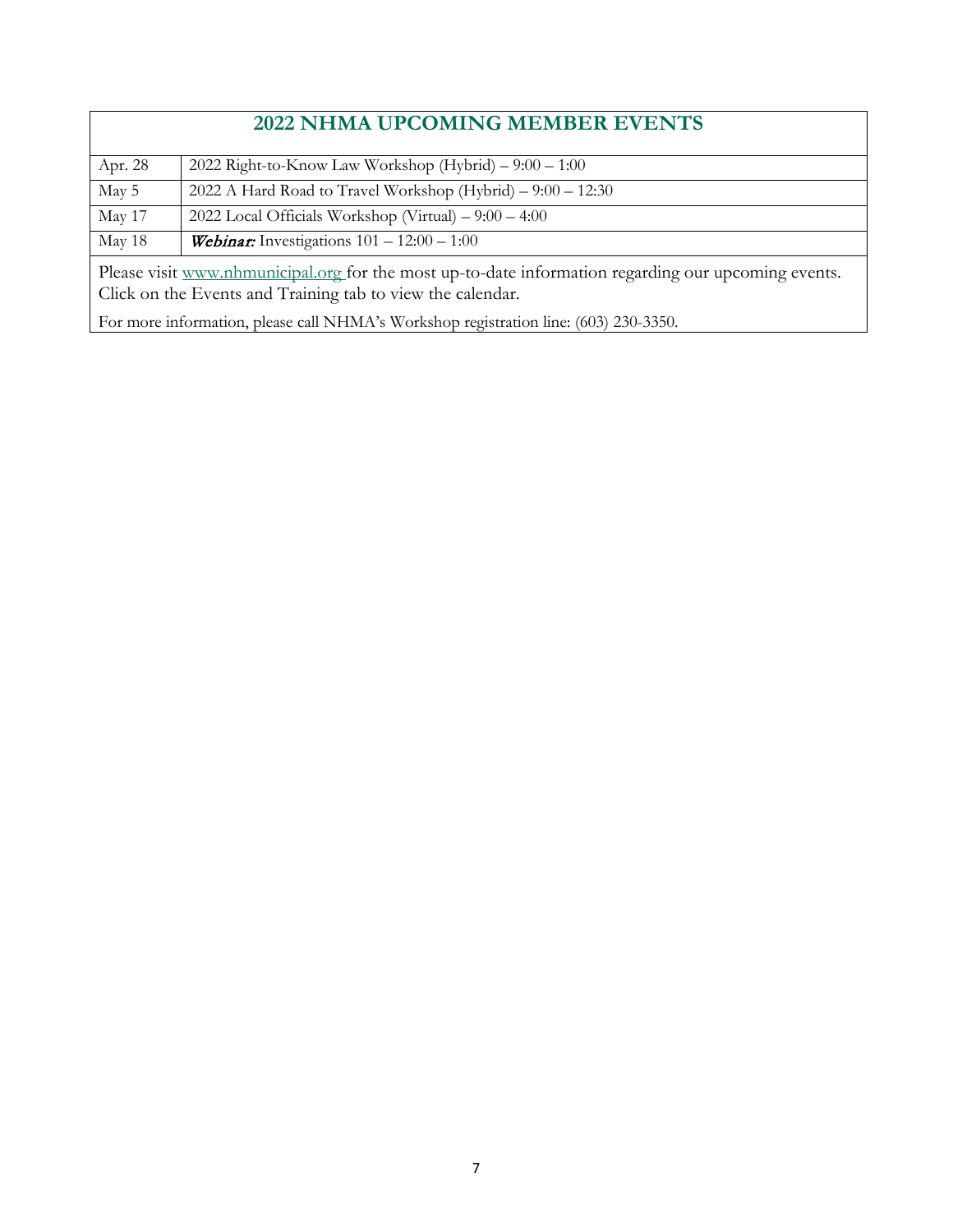## 2022 NHMA UPCOMING MEMBER EVENTS

| | |
|---|---|
| Apr. 28 | 2022 Right-to-Know Law Workshop (Hybrid) – 9:00 – 1:00 |
| May 5 | 2022 A Hard Road to Travel Workshop (Hybrid) – 9:00 – 12:30 |
| May 17 | 2022 Local Officials Workshop (Virtual) – 9:00 – 4:00 |
| May 18 | ***Webinar:*** Investigations 101 – 12:00 – 1:00 |

Please visit www.nhmunicipal.org for the most up-to-date information regarding our upcoming events. Click on the Events and Training tab to view the calendar.

For more information, please call NHMA's Workshop registration line: (603) 230-3350.